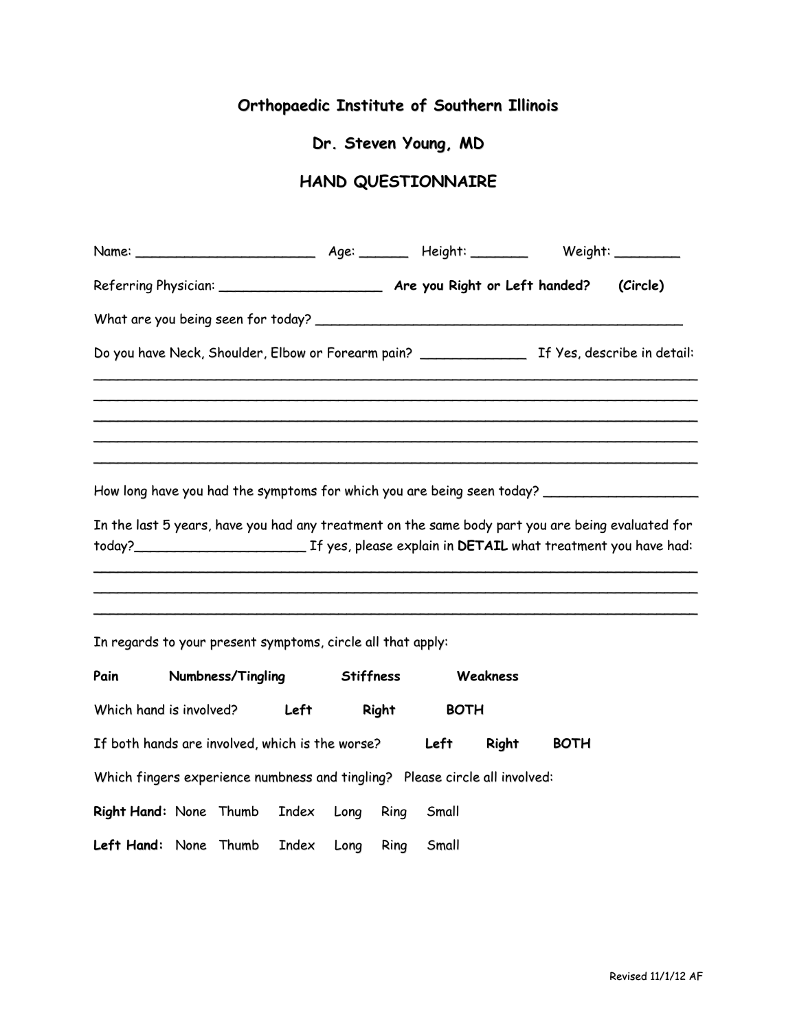# Orthopaedic Institute of Southern Illinois

## Dr. Steven Young, MD

## HAND QUESTIONNAIRE

Name: ______________________ Age: ______ Height: _______ Weight: ________

Referring Physician: ____________________ **Are you Right or Left handed? (Circle)**

What are you being seen for today? _______________________________________________

Do you have Neck, Shoulder, Elbow or Forearm pain? _____________ If Yes, describe in detail:

___________________________________________________________________________

___________________________________________________________________________

___________________________________________________________________________

___________________________________________________________________________

___________________________________________________________________________

How long have you had the symptoms for which you are being seen today? __________________

In the last 5 years, have you had any treatment on the same body part you are being evaluated for today?_____________________ If yes, please explain in **DETAIL** what treatment you have had:

___________________________________________________________________________

___________________________________________________________________________

___________________________________________________________________________

In regards to your present symptoms, circle all that apply:

**Pain** **Numbness/Tingling** **Stiffness** **Weakness**

Which hand is involved? **Left** **Right** **BOTH**

If both hands are involved, which is the worse? **Left** **Right** **BOTH**

Which fingers experience numbness and tingling? Please circle all involved:

**Right Hand:** None Thumb Index Long Ring Small

**Left Hand:** None Thumb Index Long Ring Small

Revised 11/1/12 AF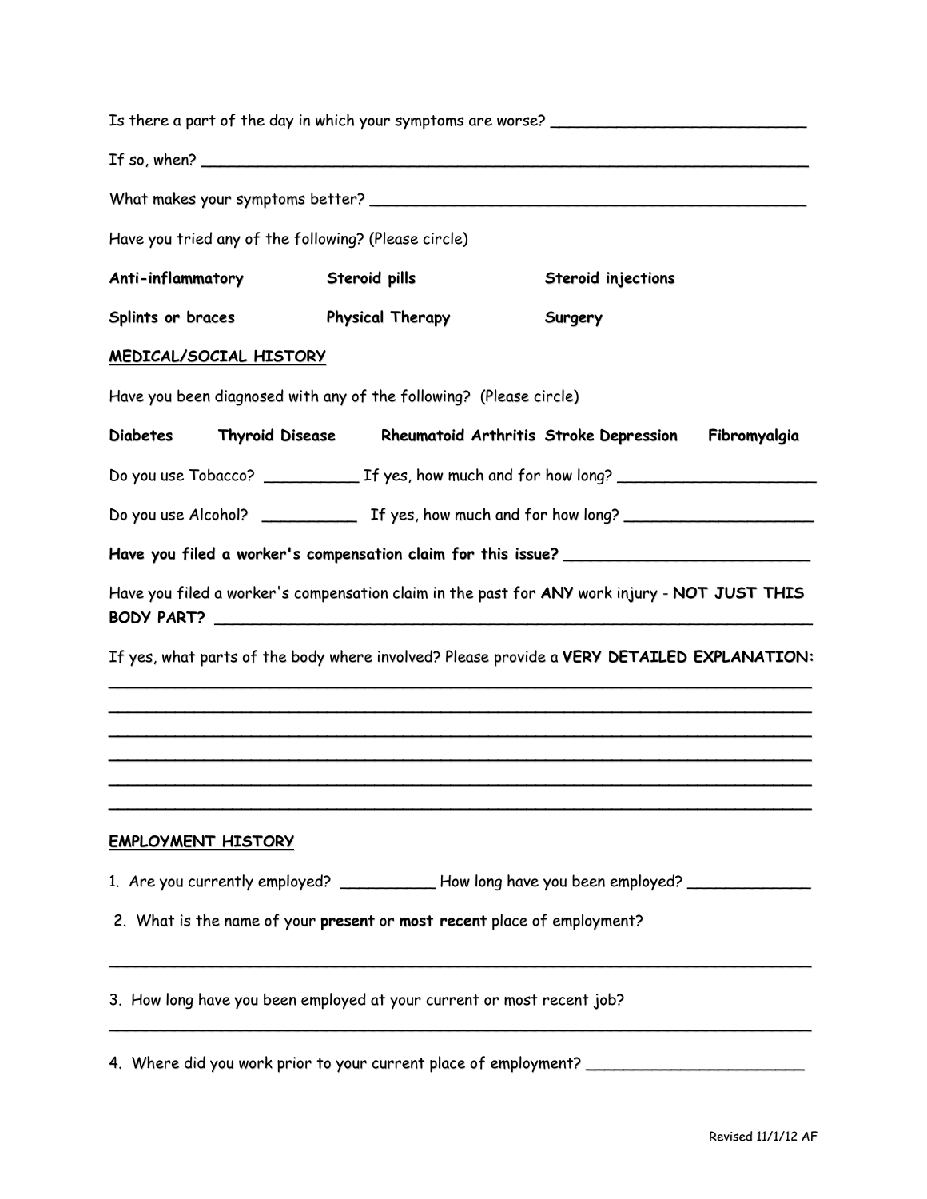Is there a part of the day in which your symptoms are worse? ____________________________

If so, when? ______________________________________________________________________

What makes your symptoms better? __________________________________________________

Have you tried any of the following? (Please circle)

**Anti-inflammatory** **Steroid pills** **Steroid injections**

**Splints or braces** **Physical Therapy** **Surgery**

**MEDICAL/SOCIAL HISTORY**

Have you been diagnosed with any of the following? (Please circle)

**Diabetes** **Thyroid Disease** **Rheumatoid Arthritis** **Stroke** **Depression** **Fibromyalgia**

Do you use Tobacco? __________ If yes, how much and for how long? ______________________

Do you use Alcohol? __________ If yes, how much and for how long? _____________________

**Have you filed a worker's compensation claim for this issue?** ___________________________

Have you filed a worker's compensation claim in the past for **ANY** work injury - **NOT JUST THIS BODY PART?** ________________________________________________________________

If yes, what parts of the body where involved? Please provide a **VERY DETAILED EXPLANATION:**

______________________________________________________________________________

______________________________________________________________________________

______________________________________________________________________________

______________________________________________________________________________

______________________________________________________________________________

______________________________________________________________________________

**EMPLOYMENT HISTORY**

1. Are you currently employed? __________ How long have you been employed? _____________

2. What is the name of your **present** or **most recent** place of employment?

______________________________________________________________________________

3. How long have you been employed at your current or most recent job?

______________________________________________________________________________

4. Where did you work prior to your current place of employment? _______________________

Revised 11/1/12 AF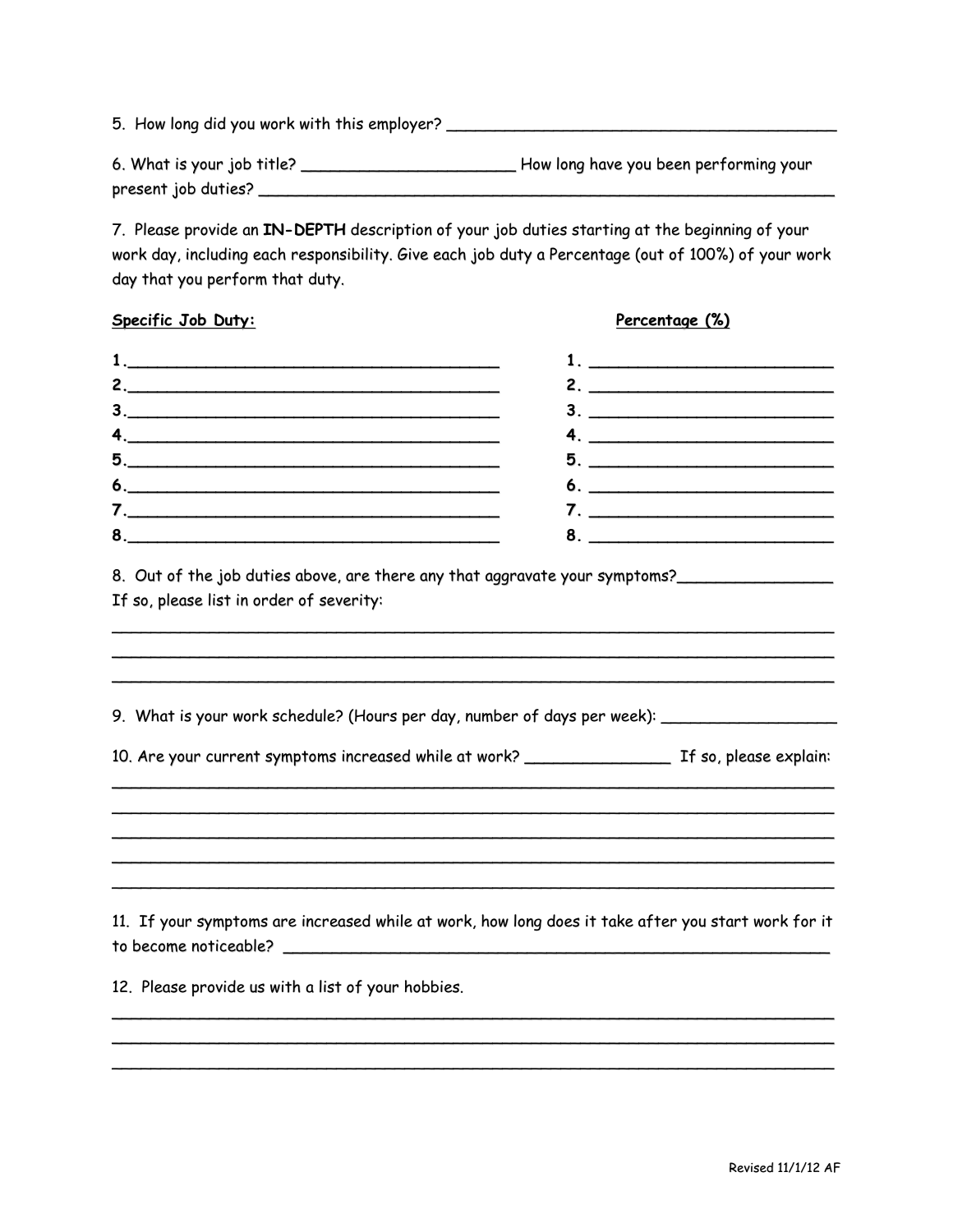5. How long did you work with this employer? ___________________________________________

6. What is your job title? ________________________ How long have you been performing your present job duties? ________________________________________________________________

7. Please provide an **IN-DEPTH** description of your job duties starting at the beginning of your work day, including each responsibility. Give each job duty a Percentage (out of 100%) of your work day that you perform that duty.

| <u>Specific Job Duty:</u> | <u>Percentage (%)</u> |
|---|---|
| 1.__________________________________________ | 1. ___________________________ |
| 2.__________________________________________ | 2. ___________________________ |
| 3.__________________________________________ | 3. ___________________________ |
| 4.__________________________________________ | 4. ___________________________ |
| 5.__________________________________________ | 5. ___________________________ |
| 6.__________________________________________ | 6. ___________________________ |
| 7.__________________________________________ | 7. ___________________________ |
| 8.__________________________________________ | 8. ___________________________ |

8. Out of the job duties above, are there any that aggravate your symptoms?_________________
If so, please list in order of severity:

_______________________________________________________________________________
_______________________________________________________________________________
_______________________________________________________________________________

9. What is your work schedule? (Hours per day, number of days per week): __________________

10. Are your current symptoms increased while at work? ________________ If so, please explain:

_______________________________________________________________________________
_______________________________________________________________________________
_______________________________________________________________________________
_______________________________________________________________________________
_______________________________________________________________________________

11. If your symptoms are increased while at work, how long does it take after you start work for it to become noticeable? ______________________________________________________________

12. Please provide us with a list of your hobbies.

_______________________________________________________________________________
_______________________________________________________________________________
_______________________________________________________________________________

Revised 11/1/12 AF